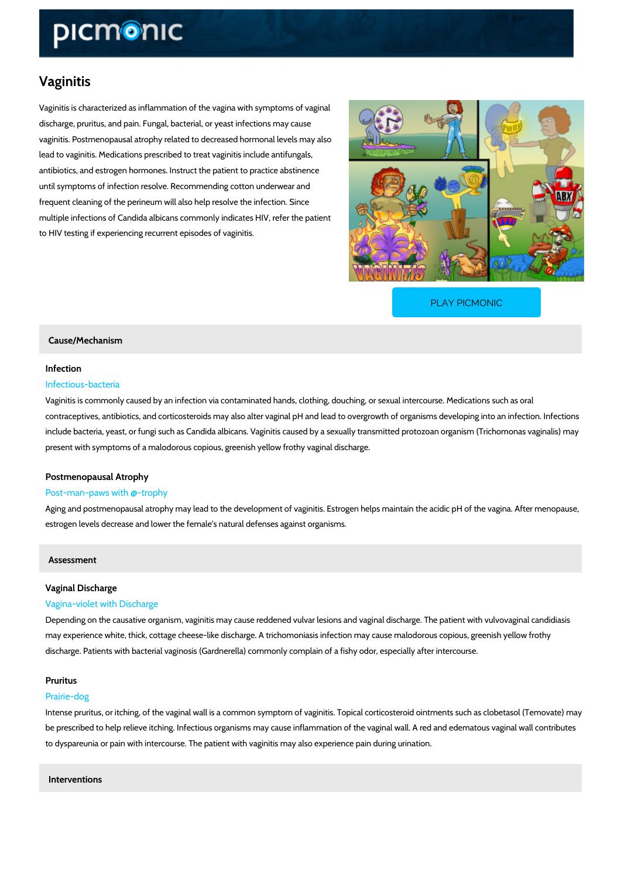# Vaginitis

Vaginitis is characterized as inflammation of the vagina with symptoms of vaginal discharge, pruritus, and pain. Fungal, bacterial, or yeast infections may cause vaginitis. Postmenopausal atrophy related to decreased hormonal levels may also lead to vaginitis. Medications prescribed to treat vaginitis include antifungals, antibiotics, and estrogen hormones. Instruct the patient to practice abstinence until symptoms of infection resolve. Recommending cotton underwear and frequent cleaning of the perineum will also help resolve the infection. Since multiple infections of Candida albicans commonly indicates HIV, refer the patient to HIV testing if experiencing recurrent episodes of vaginitis.

PLAY PICMONIC

## Cause/Mechanism

### Infection

Infectious-bacteria

Vaginitis is commonly caused by an infection via contaminated hands, clothing, douching, or sexual intercourse. Medications such as oral contraceptives, antibiotics, and corticosteroids may also alter vaginal pH and lead to overgrowth of organisms developing into an infection. Infections include bacteria, yeast, or fungi such as Candida albicans. Vaginitis caused by a sexually transmitted protozoan organism (Trichomonas vaginalis) may present with symptoms of a malodorous copious, greenish yellow frothy vaginal discharge.

### Postmenopausal Atrophy

Post-man-paws with @-trophy

Aging and postmenopausal atrophy may lead to the development of vaginitis. Estrogen helps maintain the acidic pH of the vagina. After menopause, estrogen levels decrease and lower the female's natural defenses against organisms.

## Assessment

### Vaginal Discharge

Vagina-violet with Discharge

Depending on the causative organism, vaginitis may cause reddened vulvar lesions and vaginal discharge. The patient with vulvovaginal candidiasis may experience white, thick, cottage cheese-like discharge. A trichomoniasis infection may cause malodorous copious, greenish yellow frothy discharge. Patients with bacterial vaginosis (Gardnerella) commonly complain of a fishy odor, especially after intercourse.

### Pruritus

Prairie-dog

Intense pruritus, or itching, of the vaginal wall is a common symptom of vaginitis. Topical corticosteroid ointments such as clobetasol (Temovate) may be prescribed to help relieve itching. Infectious organisms may cause inflammation of the vaginal wall. A red and edematous vaginal wall contributes to dyspareunia or pain with intercourse. The patient with vaginitis may also experience pain during urination.

## Interventions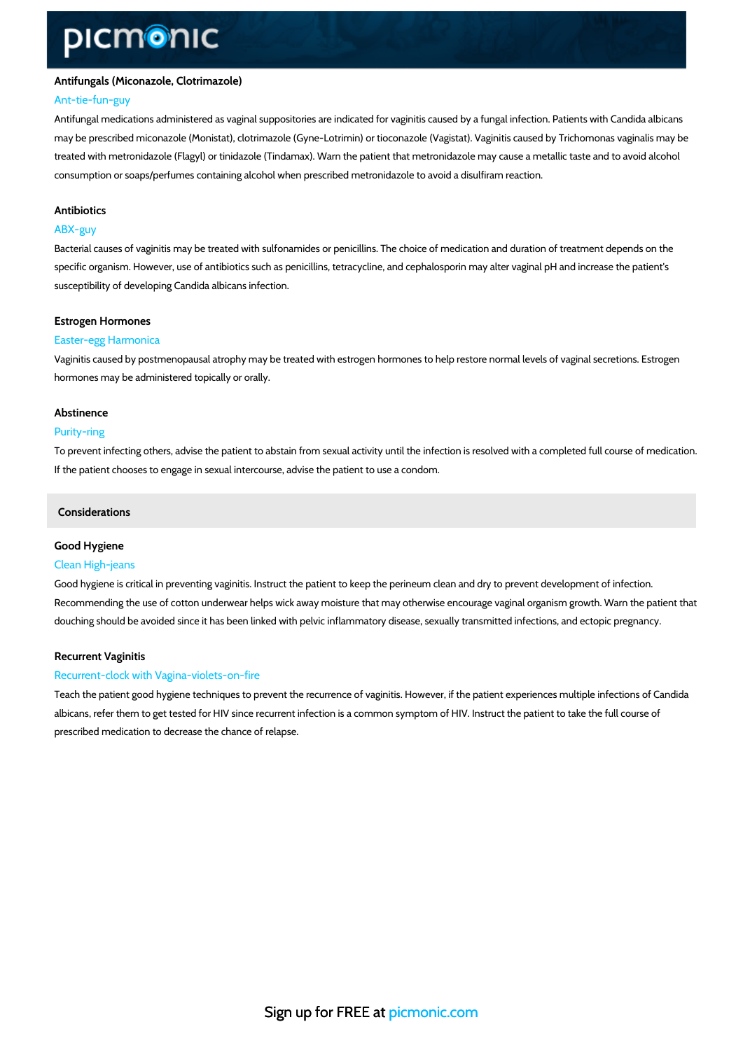### Antifungals (Miconazole, Clotrimazole)

Ant-tie-fun-guy

Antifungal medications administered as vaginal suppositories are indicated for vaginitis caused by a fungal infection. Patients with Candida albicans may be prescribed miconazole (Monistat), clotrimazole (Gyne-Lotrimin) or tioconazole (Vagistat). Vaginitis caused by Trichomonas vaginalis may be treated with metronidazole (Flagyl) or tinidazole (Tindamax). Warn the patient that metronidazole may cause a metallic taste and to avoid alcohol consumption or soaps/perfumes containing alcohol when prescribed metronidazole to avoid a disulfiram reaction.

### Antibiotics

ABX-guy

Bacterial causes of vaginitis may be treated with sulfonamides or penicillins. The choice of medication and duration of treatment depends on the specific organism. However, use of antibiotics such as penicillins, tetracycline, and cephalosporin may alter vaginal pH and increase the patient's susceptibility of developing Candida albicans infection.

### Estrogen Hormones

Easter-egg Harmonica

Vaginitis caused by postmenopausal atrophy may be treated with estrogen hormones to help restore normal levels of vaginal secretions. Estrogen hormones may be administered topically or orally.

### Abstinence

Purity-ring

To prevent infecting others, advise the patient to abstain from sexual activity until the infection is resolved with a completed full course of medication. If the patient chooses to engage in sexual intercourse, advise the patient to use a condom.

## Considerations

### Good Hygiene

Clean High-jeans

Good hygiene is critical in preventing vaginitis. Instruct the patient to keep the perineum clean and dry to prevent development of infection. Recommending the use of cotton underwear helps wick away moisture that may otherwise encourage vaginal organism growth. Warn the patient that douching should be avoided since it has been linked with pelvic inflammatory disease, sexually transmitted infections, and ectopic pregnancy.

### Recurrent Vaginitis

Recurrent-clock with Vagina-violets-on-fire

Teach the patient good hygiene techniques to prevent the recurrence of vaginitis. However, if the patient experiences multiple infections of Candida albicans, refer them to get tested for HIV since recurrent infection is a common symptom of HIV. Instruct the patient to take the full course of prescribed medication to decrease the chance of relapse.